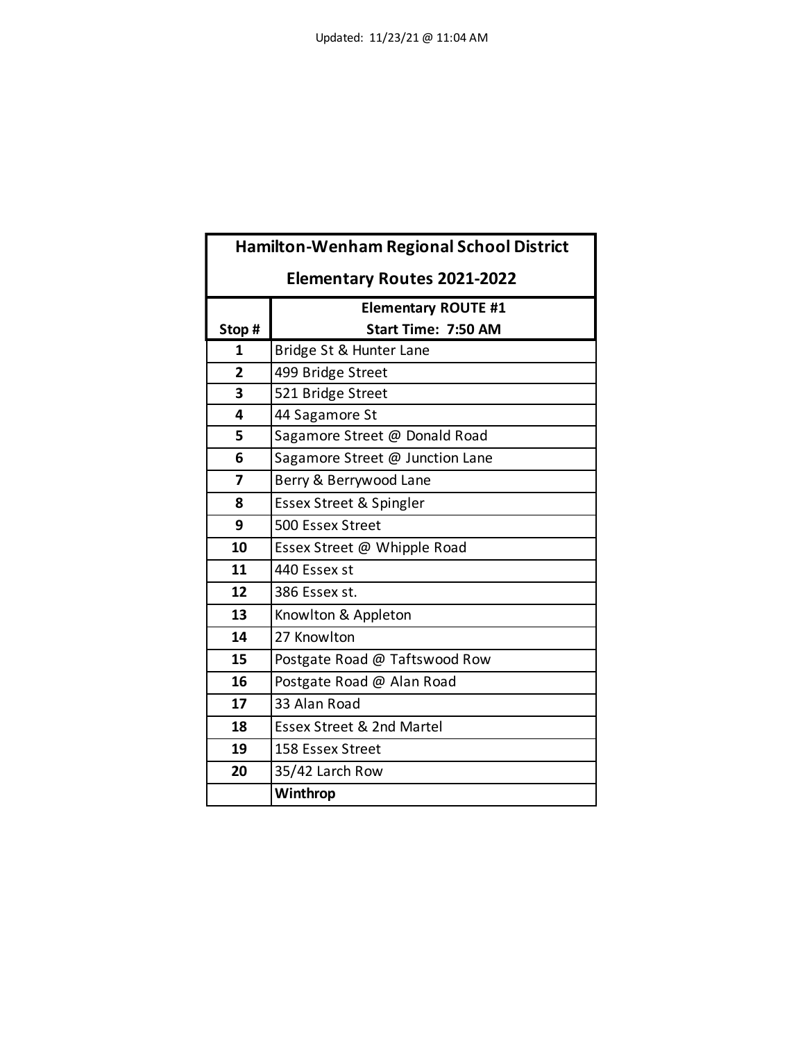Updated: 11/23/21 @ 11:04 AM

# Hamilton-Wenham Regional School District

## Elementary Routes 2021-2022

| Stop # | Elementary ROUTE #1 Start Time: 7:50 AM |
|---|---|
| 1 | Bridge St & Hunter Lane |
| 2 | 499 Bridge Street |
| 3 | 521 Bridge Street |
| 4 | 44 Sagamore St |
| 5 | Sagamore Street @ Donald Road |
| 6 | Sagamore Street @ Junction Lane |
| 7 | Berry & Berrywood Lane |
| 8 | Essex Street & Spingler |
| 9 | 500 Essex Street |
| 10 | Essex Street @ Whipple Road |
| 11 | 440 Essex st |
| 12 | 386 Essex st. |
| 13 | Knowlton & Appleton |
| 14 | 27 Knowlton |
| 15 | Postgate Road @ Taftswood Row |
| 16 | Postgate Road @ Alan Road |
| 17 | 33 Alan Road |
| 18 | Essex Street & 2nd Martel |
| 19 | 158 Essex Street |
| 20 | 35/42 Larch Row |
| | **Winthrop** |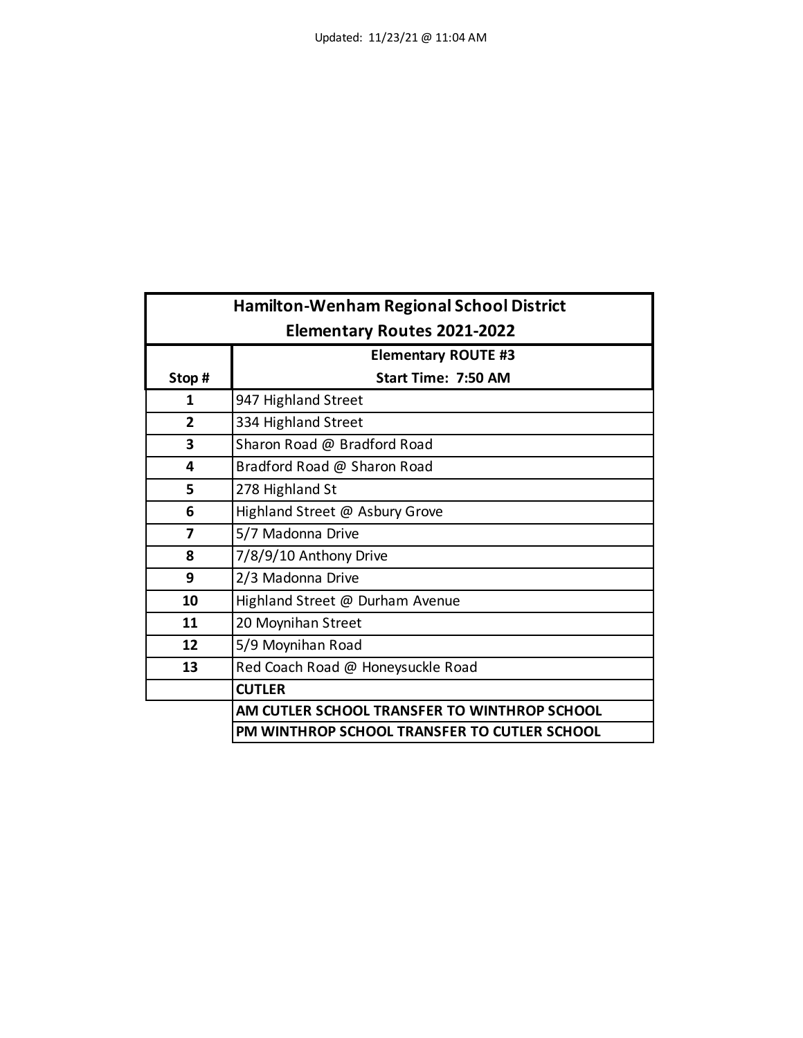Updated: 11/23/21 @ 11:04 AM

| Hamilton-Wenham Regional School District<br>Elementary Routes 2021-2022 | |
|---|---|
| Stop # | Elementary ROUTE #3<br>Start Time: 7:50 AM |
| 1 | 947 Highland Street |
| 2 | 334 Highland Street |
| 3 | Sharon Road @ Bradford Road |
| 4 | Bradford Road @ Sharon Road |
| 5 | 278 Highland St |
| 6 | Highland Street @ Asbury Grove |
| 7 | 5/7 Madonna Drive |
| 8 | 7/8/9/10 Anthony Drive |
| 9 | 2/3 Madonna Drive |
| 10 | Highland Street @ Durham Avenue |
| 11 | 20 Moynihan Street |
| 12 | 5/9 Moynihan Road |
| 13 | Red Coach Road @ Honeysuckle Road |
| | **CUTLER** |
| | **AM CUTLER SCHOOL TRANSFER TO WINTHROP SCHOOL** |
| | **PM WINTHROP SCHOOL TRANSFER TO CUTLER SCHOOL** |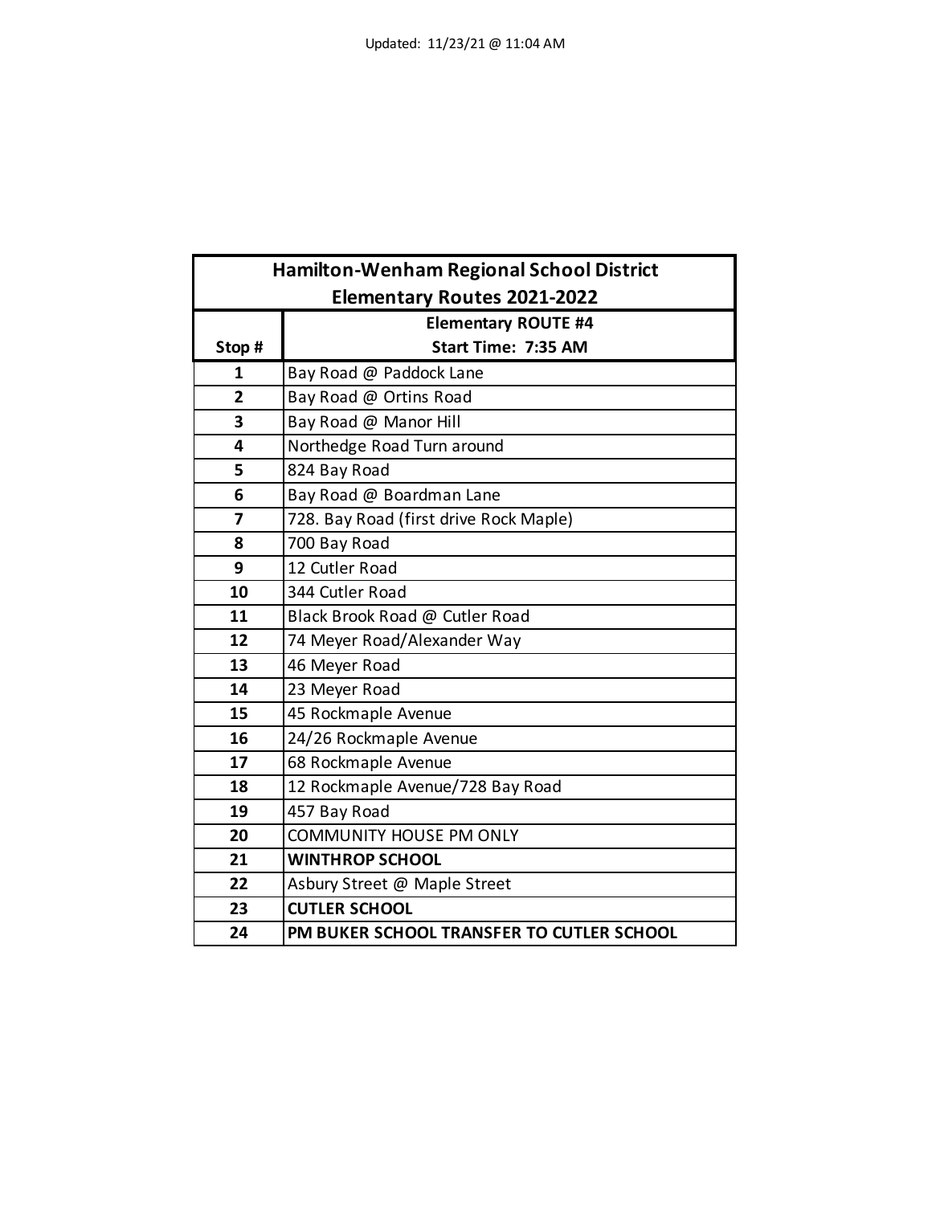Updated: 11/23/21 @ 11:04 AM

| Hamilton-Wenham Regional School District<br>Elementary Routes 2021-2022 | |
|---|---|
| **Stop #** | **Elementary ROUTE #4**<br>**Start Time: 7:35 AM** |
| 1 | Bay Road @ Paddock Lane |
| 2 | Bay Road @ Ortins Road |
| 3 | Bay Road @ Manor Hill |
| 4 | Northedge Road Turn around |
| 5 | 824 Bay Road |
| 6 | Bay Road @ Boardman Lane |
| 7 | 728. Bay Road (first drive Rock Maple) |
| 8 | 700 Bay Road |
| 9 | 12 Cutler Road |
| 10 | 344 Cutler Road |
| 11 | Black Brook Road @ Cutler Road |
| 12 | 74 Meyer Road/Alexander Way |
| 13 | 46 Meyer Road |
| 14 | 23 Meyer Road |
| 15 | 45 Rockmaple Avenue |
| 16 | 24/26 Rockmaple Avenue |
| 17 | 68 Rockmaple Avenue |
| 18 | 12 Rockmaple Avenue/728 Bay Road |
| 19 | 457 Bay Road |
| 20 | COMMUNITY HOUSE PM ONLY |
| 21 | **WINTHROP SCHOOL** |
| 22 | Asbury Street @ Maple Street |
| 23 | **CUTLER SCHOOL** |
| 24 | **PM BUKER SCHOOL TRANSFER TO CUTLER SCHOOL** |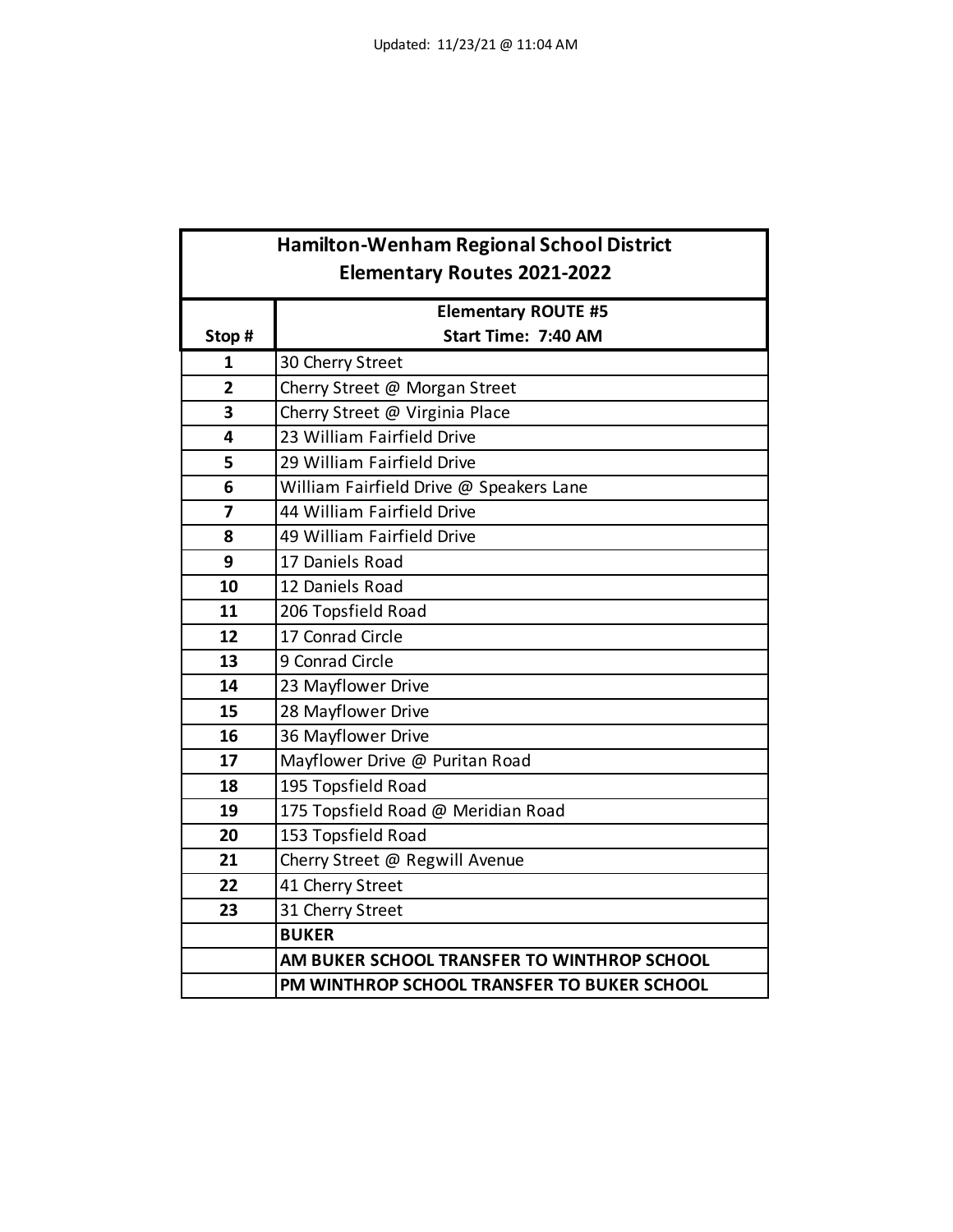Updated: 11/23/21 @ 11:04 AM

| Hamilton-Wenham Regional School District Elementary Routes 2021-2022 | |
|---|---|
| **Stop #** | **Elementary ROUTE #5 Start Time: 7:40 AM** |
| **1** | 30 Cherry Street |
| **2** | Cherry Street @ Morgan Street |
| **3** | Cherry Street @ Virginia Place |
| **4** | 23 William Fairfield Drive |
| **5** | 29 William Fairfield Drive |
| **6** | William Fairfield Drive @ Speakers Lane |
| **7** | 44 William Fairfield Drive |
| **8** | 49 William Fairfield Drive |
| **9** | 17 Daniels Road |
| **10** | 12 Daniels Road |
| **11** | 206 Topsfield Road |
| **12** | 17 Conrad Circle |
| **13** | 9 Conrad Circle |
| **14** | 23 Mayflower Drive |
| **15** | 28 Mayflower Drive |
| **16** | 36 Mayflower Drive |
| **17** | Mayflower Drive @ Puritan Road |
| **18** | 195 Topsfield Road |
| **19** | 175 Topsfield Road @ Meridian Road |
| **20** | 153 Topsfield Road |
| **21** | Cherry Street @ Regwill Avenue |
| **22** | 41 Cherry Street |
| **23** | 31 Cherry Street |
| | **BUKER** |
| | **AM BUKER SCHOOL TRANSFER TO WINTHROP SCHOOL** |
| | **PM WINTHROP SCHOOL TRANSFER TO BUKER SCHOOL** |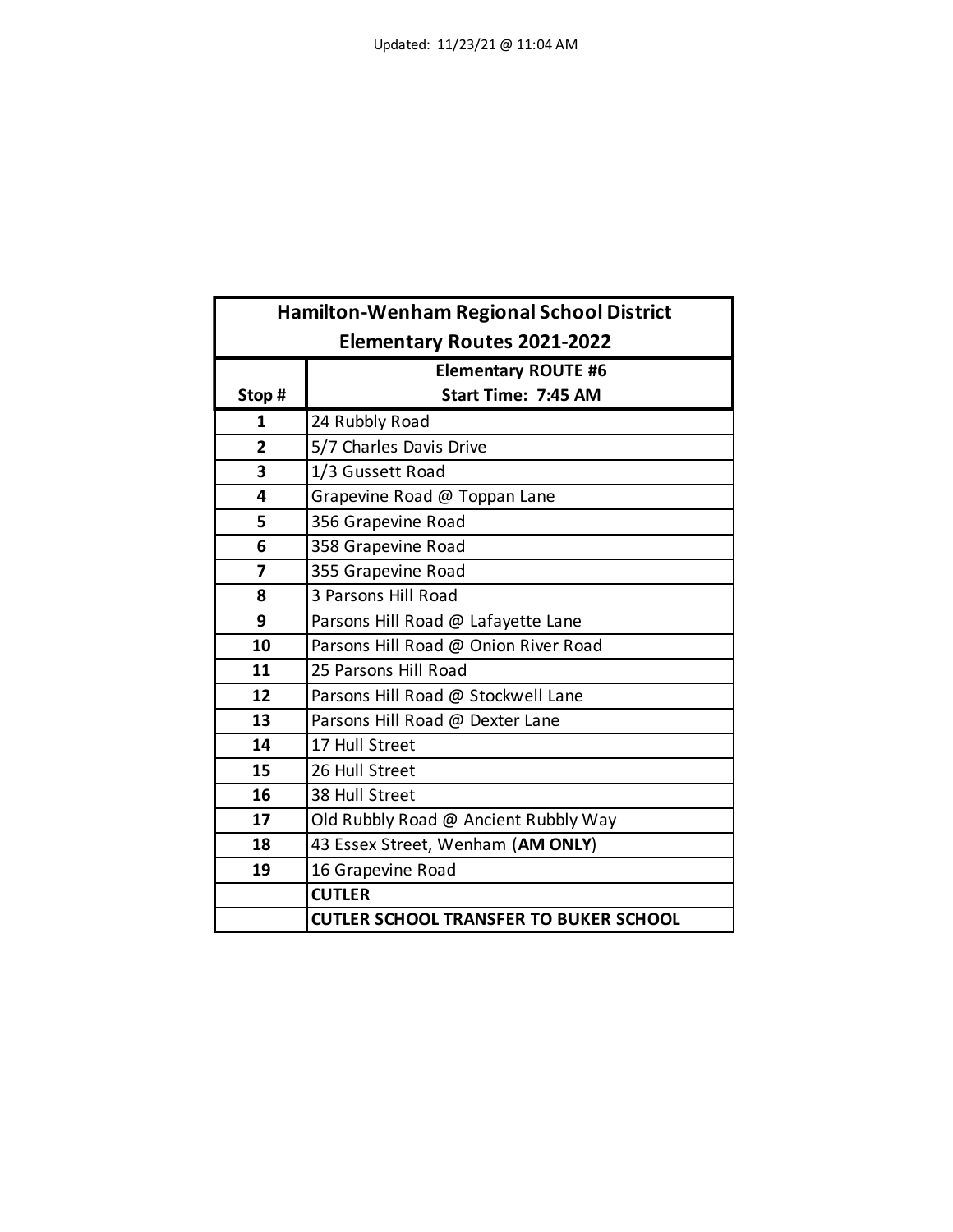Updated: 11/23/21 @ 11:04 AM

| Hamilton-Wenham Regional School District Elementary Routes 2021-2022 | |
|---|---|
| **Stop #** | **Elementary ROUTE #6 Start Time: 7:45 AM** |
| **1** | 24 Rubbly Road |
| **2** | 5/7 Charles Davis Drive |
| **3** | 1/3 Gussett Road |
| **4** | Grapevine Road @ Toppan Lane |
| **5** | 356 Grapevine Road |
| **6** | 358 Grapevine Road |
| **7** | 355 Grapevine Road |
| **8** | 3 Parsons Hill Road |
| **9** | Parsons Hill Road @ Lafayette Lane |
| **10** | Parsons Hill Road @ Onion River Road |
| **11** | 25 Parsons Hill Road |
| **12** | Parsons Hill Road @ Stockwell Lane |
| **13** | Parsons Hill Road @ Dexter Lane |
| **14** | 17 Hull Street |
| **15** | 26 Hull Street |
| **16** | 38 Hull Street |
| **17** | Old Rubbly Road @ Ancient Rubbly Way |
| **18** | 43 Essex Street, Wenham (**AM ONLY**) |
| **19** | 16 Grapevine Road |
| | **CUTLER** |
| | **CUTLER SCHOOL TRANSFER TO BUKER SCHOOL** |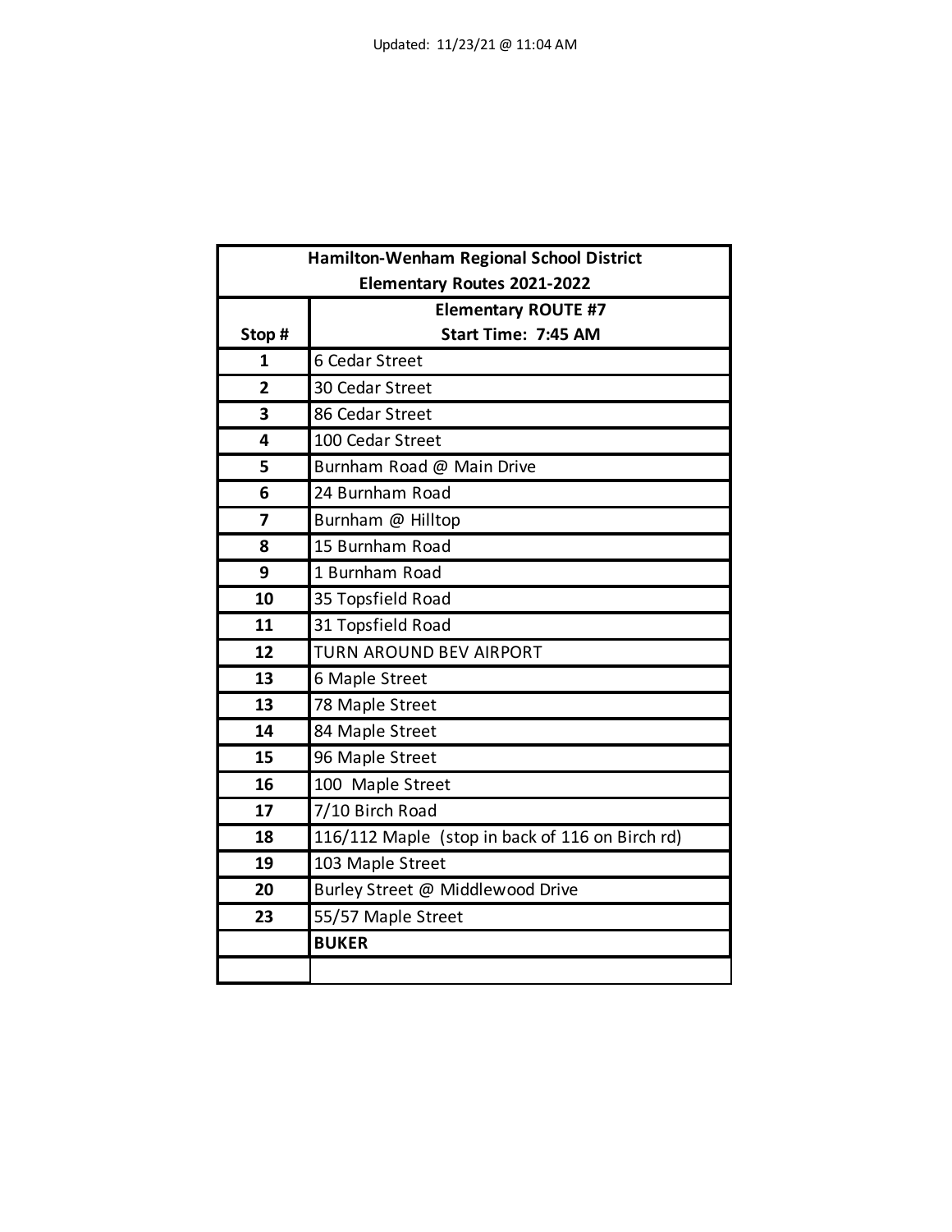Updated: 11/23/21 @ 11:04 AM

| Hamilton-Wenham Regional School District<br>Elementary Routes 2021-2022 | |
|---|---|
| **Stop #** | **Elementary ROUTE #7**<br>**Start Time: 7:45 AM** |
| **1** | 6 Cedar Street |
| **2** | 30 Cedar Street |
| **3** | 86 Cedar Street |
| **4** | 100 Cedar Street |
| **5** | Burnham Road @ Main Drive |
| **6** | 24 Burnham Road |
| **7** | Burnham @ Hilltop |
| **8** | 15 Burnham Road |
| **9** | 1 Burnham Road |
| **10** | 35 Topsfield Road |
| **11** | 31 Topsfield Road |
| **12** | TURN AROUND BEV AIRPORT |
| **13** | 6 Maple Street |
| **13** | 78 Maple Street |
| **14** | 84 Maple Street |
| **15** | 96 Maple Street |
| **16** | 100 Maple Street |
| **17** | 7/10 Birch Road |
| **18** | 116/112 Maple (stop in back of 116 on Birch rd) |
| **19** | 103 Maple Street |
| **20** | Burley Street @ Middlewood Drive |
| **23** | 55/57 Maple Street |
| | **BUKER** |
| | |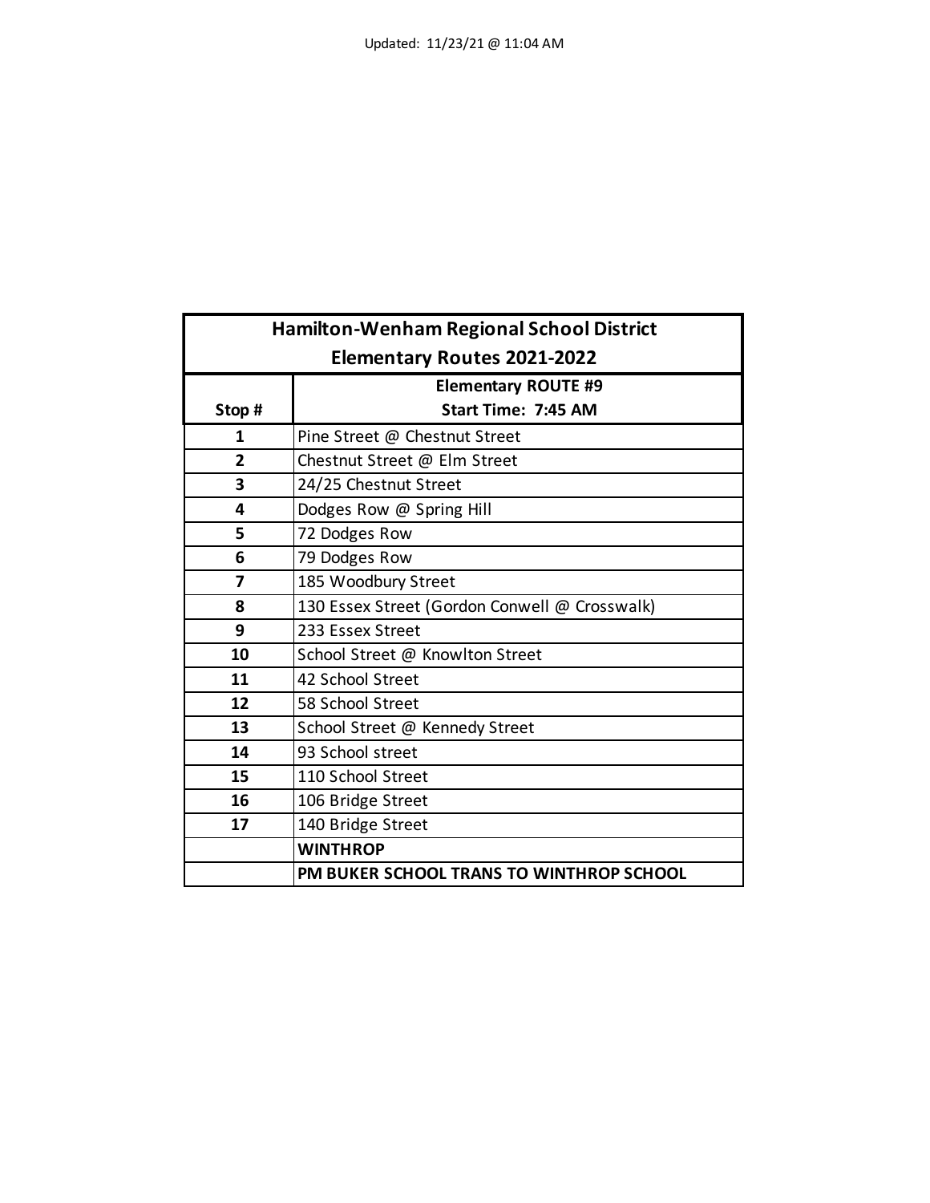Updated: 11/23/21 @ 11:04 AM

| **Hamilton-Wenham Regional School District Elementary Routes 2021-2022** | |
|---|---|
| **Stop #** | **Elementary ROUTE #9 Start Time: 7:45 AM** |
| **1** | Pine Street @ Chestnut Street |
| **2** | Chestnut Street @ Elm Street |
| **3** | 24/25 Chestnut Street |
| **4** | Dodges Row @ Spring Hill |
| **5** | 72 Dodges Row |
| **6** | 79 Dodges Row |
| **7** | 185 Woodbury Street |
| **8** | 130 Essex Street (Gordon Conwell @ Crosswalk) |
| **9** | 233 Essex Street |
| **10** | School Street @ Knowlton Street |
| **11** | 42 School Street |
| **12** | 58 School Street |
| **13** | School Street @ Kennedy Street |
| **14** | 93 School street |
| **15** | 110 School Street |
| **16** | 106 Bridge Street |
| **17** | 140 Bridge Street |
| | **WINTHROP** |
| | **PM BUKER SCHOOL TRANS TO WINTHROP SCHOOL** |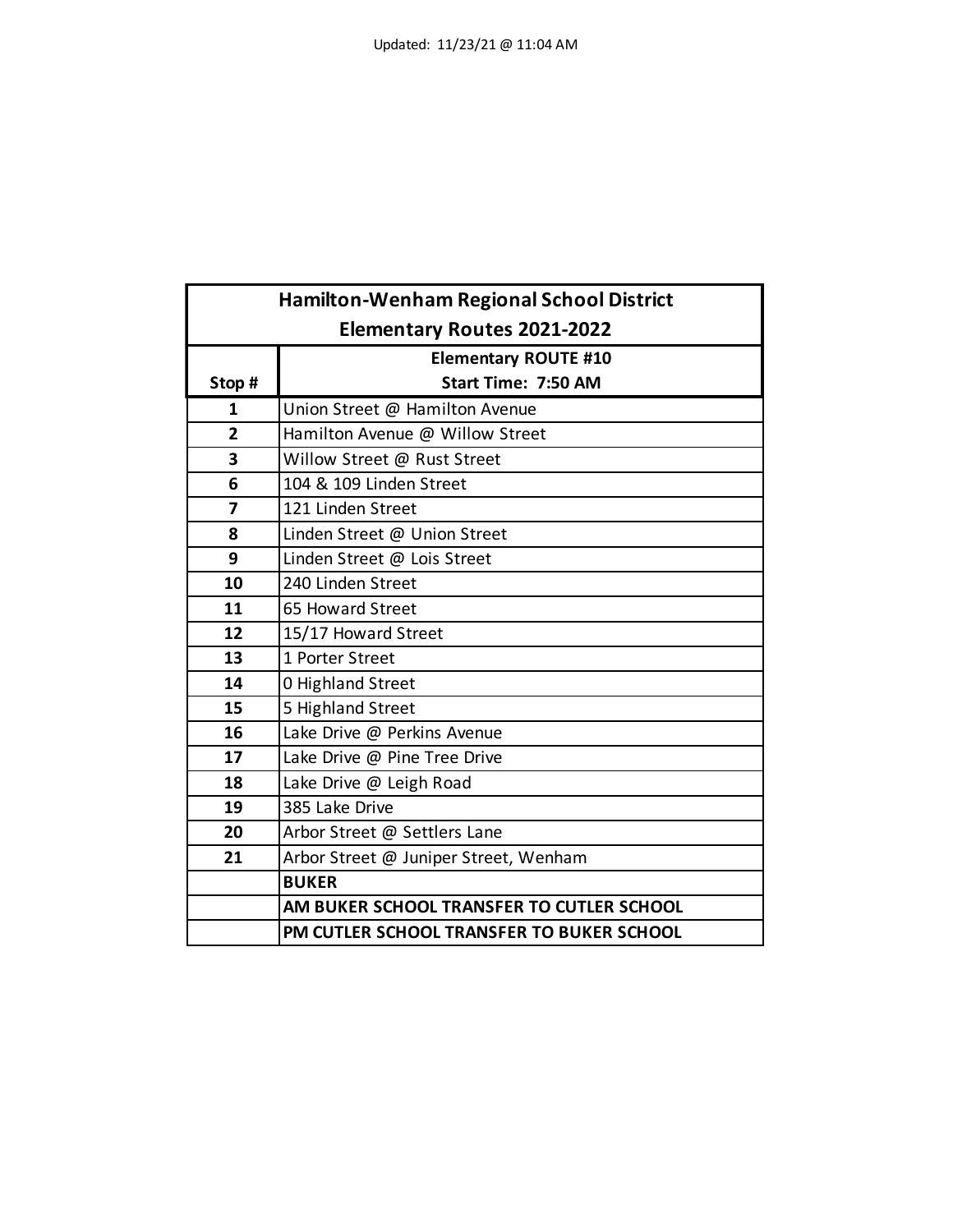Updated: 11/23/21 @ 11:04 AM

| Hamilton-Wenham Regional School District<br>Elementary Routes 2021-2022 | |
|---|---|
| **Stop #** | **Elementary ROUTE #10<br>Start Time: 7:50 AM** |
| 1 | Union Street @ Hamilton Avenue |
| 2 | Hamilton Avenue @ Willow Street |
| 3 | Willow Street @ Rust Street |
| 6 | 104 & 109 Linden Street |
| 7 | 121 Linden Street |
| 8 | Linden Street @ Union Street |
| 9 | Linden Street @ Lois Street |
| 10 | 240 Linden Street |
| 11 | 65 Howard Street |
| 12 | 15/17 Howard Street |
| 13 | 1 Porter Street |
| 14 | 0 Highland Street |
| 15 | 5 Highland Street |
| 16 | Lake Drive @ Perkins Avenue |
| 17 | Lake Drive @ Pine Tree Drive |
| 18 | Lake Drive @ Leigh Road |
| 19 | 385 Lake Drive |
| 20 | Arbor Street @ Settlers Lane |
| 21 | Arbor Street @ Juniper Street, Wenham |
| | **BUKER** |
| | **AM BUKER SCHOOL TRANSFER TO CUTLER SCHOOL** |
| | **PM CUTLER SCHOOL TRANSFER TO BUKER SCHOOL** |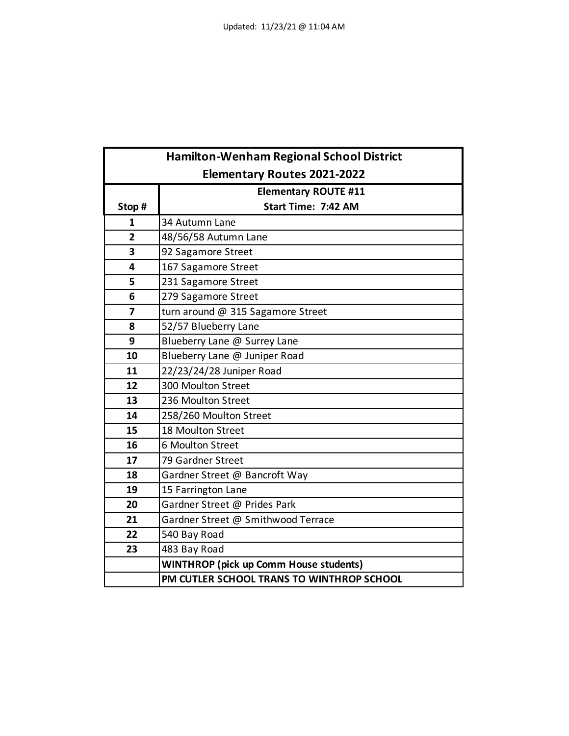Updated: 11/23/21 @ 11:04 AM

| Hamilton-Wenham Regional School District<br>Elementary Routes 2021-2022 | |
|---|---|
| **Stop #** | **Elementary ROUTE #11**<br>**Start Time: 7:42 AM** |
| 1 | 34 Autumn Lane |
| 2 | 48/56/58 Autumn Lane |
| 3 | 92 Sagamore Street |
| 4 | 167 Sagamore Street |
| 5 | 231 Sagamore Street |
| 6 | 279 Sagamore Street |
| 7 | turn around @ 315 Sagamore Street |
| 8 | 52/57 Blueberry Lane |
| 9 | Blueberry Lane @ Surrey Lane |
| 10 | Blueberry Lane @ Juniper Road |
| 11 | 22/23/24/28 Juniper Road |
| 12 | 300 Moulton Street |
| 13 | 236 Moulton Street |
| 14 | 258/260 Moulton Street |
| 15 | 18 Moulton Street |
| 16 | 6 Moulton Street |
| 17 | 79 Gardner Street |
| 18 | Gardner Street @ Bancroft Way |
| 19 | 15 Farrington Lane |
| 20 | Gardner Street @ Prides Park |
| 21 | Gardner Street @ Smithwood Terrace |
| 22 | 540 Bay Road |
| 23 | 483 Bay Road |
| | **WINTHROP (pick up Comm House students)** |
| | **PM CUTLER SCHOOL TRANS TO WINTHROP SCHOOL** |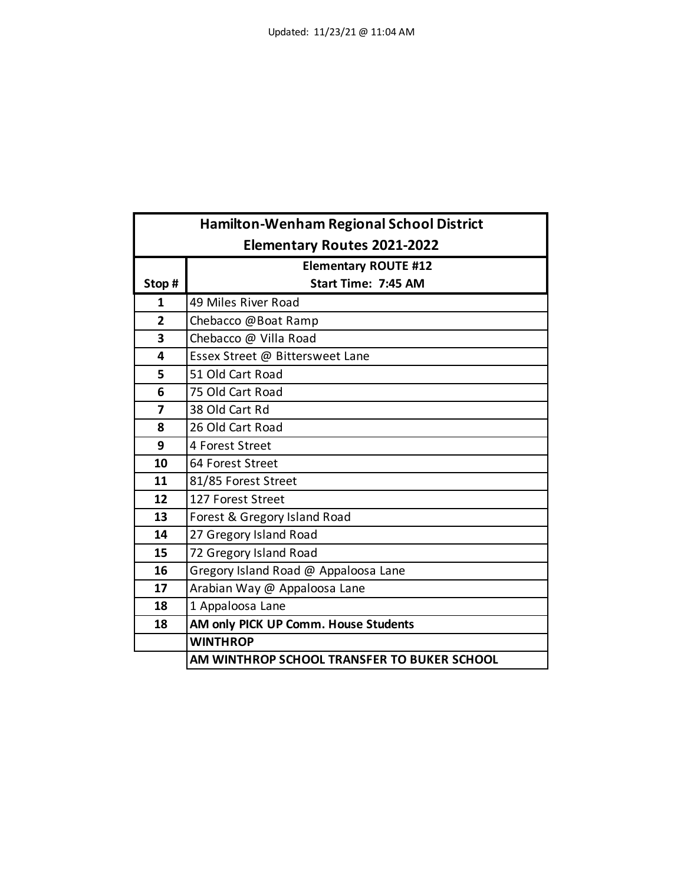Updated: 11/23/21 @ 11:04 AM

| Hamilton-Wenham Regional School District<br>Elementary Routes 2021-2022 | |
|---|---|
| **Stop #** | **Elementary ROUTE #12**<br>**Start Time: 7:45 AM** |
| **1** | 49 Miles River Road |
| **2** | Chebacco @Boat Ramp |
| **3** | Chebacco @ Villa Road |
| **4** | Essex Street @ Bittersweet Lane |
| **5** | 51 Old Cart Road |
| **6** | 75 Old Cart Road |
| **7** | 38 Old Cart Rd |
| **8** | 26 Old Cart Road |
| **9** | 4 Forest Street |
| **10** | 64 Forest Street |
| **11** | 81/85 Forest Street |
| **12** | 127 Forest Street |
| **13** | Forest & Gregory Island Road |
| **14** | 27 Gregory Island Road |
| **15** | 72 Gregory Island Road |
| **16** | Gregory Island Road @ Appaloosa Lane |
| **17** | Arabian Way @ Appaloosa Lane |
| **18** | 1 Appaloosa Lane |
| **18** | **AM only PICK UP Comm. House Students** |
| | **WINTHROP** |
| | **AM WINTHROP SCHOOL TRANSFER TO BUKER SCHOOL** |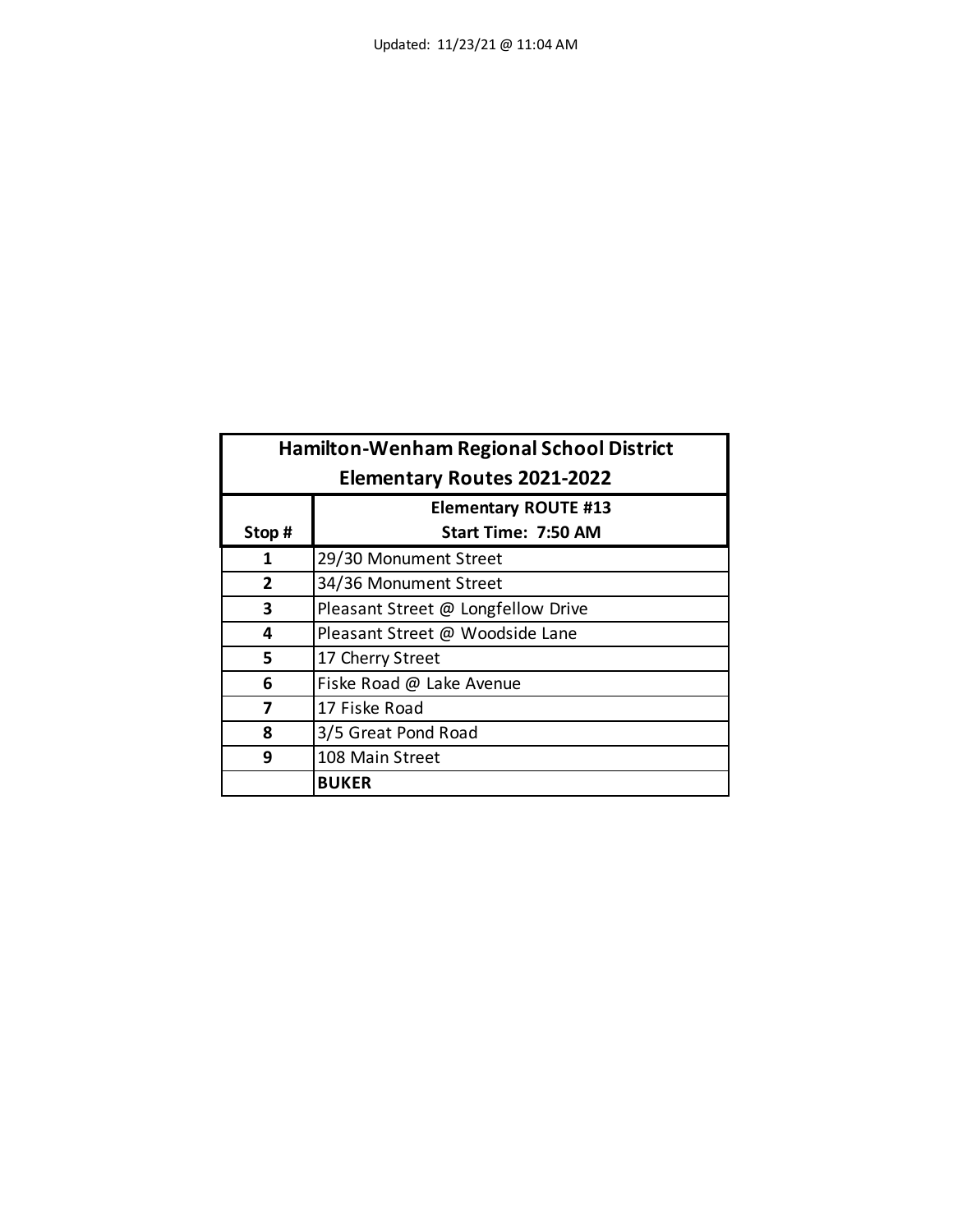Updated: 11/23/21 @ 11:04 AM

| Hamilton-Wenham Regional School District<br>Elementary Routes 2021-2022 | |
|---|---|
| Stop # | **Elementary ROUTE #13**<br>**Start Time: 7:50 AM** |
| **1** | 29/30 Monument Street |
| **2** | 34/36 Monument Street |
| **3** | Pleasant Street @ Longfellow Drive |
| **4** | Pleasant Street @ Woodside Lane |
| **5** | 17 Cherry Street |
| **6** | Fiske Road @ Lake Avenue |
| **7** | 17 Fiske Road |
| **8** | 3/5 Great Pond Road |
| **9** | 108 Main Street |
| | **BUKER** |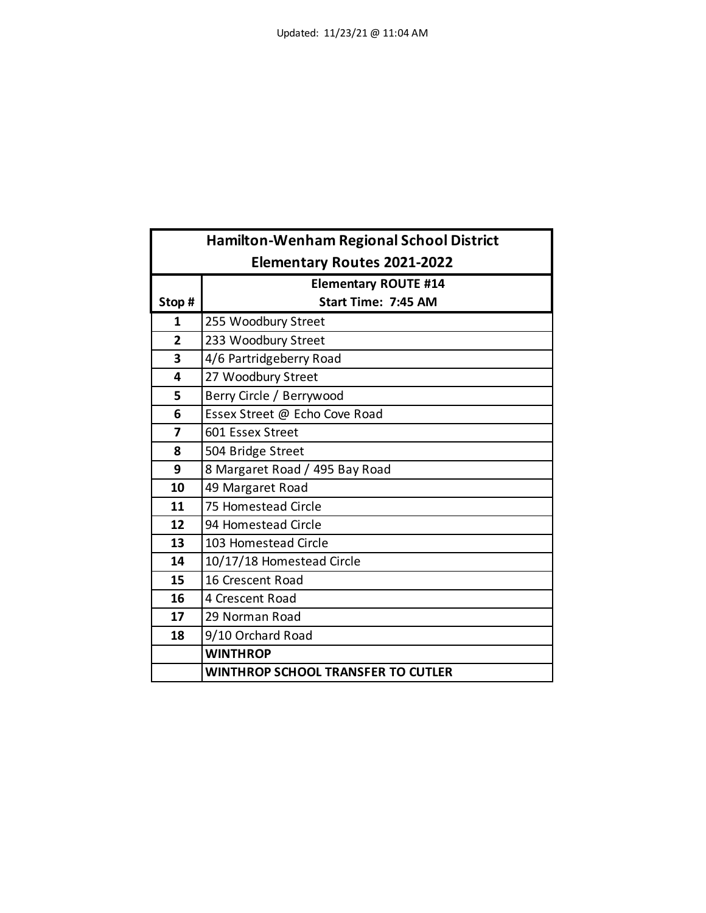Updated: 11/23/21 @ 11:04 AM

| Hamilton-Wenham Regional School District Elementary Routes 2021-2022 | |
|---|---|
| **Stop #** | **Elementary ROUTE #14** **Start Time: 7:45 AM** |
| **1** | 255 Woodbury Street |
| **2** | 233 Woodbury Street |
| **3** | 4/6 Partridgeberry Road |
| **4** | 27 Woodbury Street |
| **5** | Berry Circle / Berrywood |
| **6** | Essex Street @ Echo Cove Road |
| **7** | 601 Essex Street |
| **8** | 504 Bridge Street |
| **9** | 8 Margaret Road / 495 Bay Road |
| **10** | 49 Margaret Road |
| **11** | 75 Homestead Circle |
| **12** | 94 Homestead Circle |
| **13** | 103 Homestead Circle |
| **14** | 10/17/18 Homestead Circle |
| **15** | 16 Crescent Road |
| **16** | 4 Crescent Road |
| **17** | 29 Norman Road |
| **18** | 9/10 Orchard Road |
| | **WINTHROP** |
| | **WINTHROP SCHOOL TRANSFER TO CUTLER** |